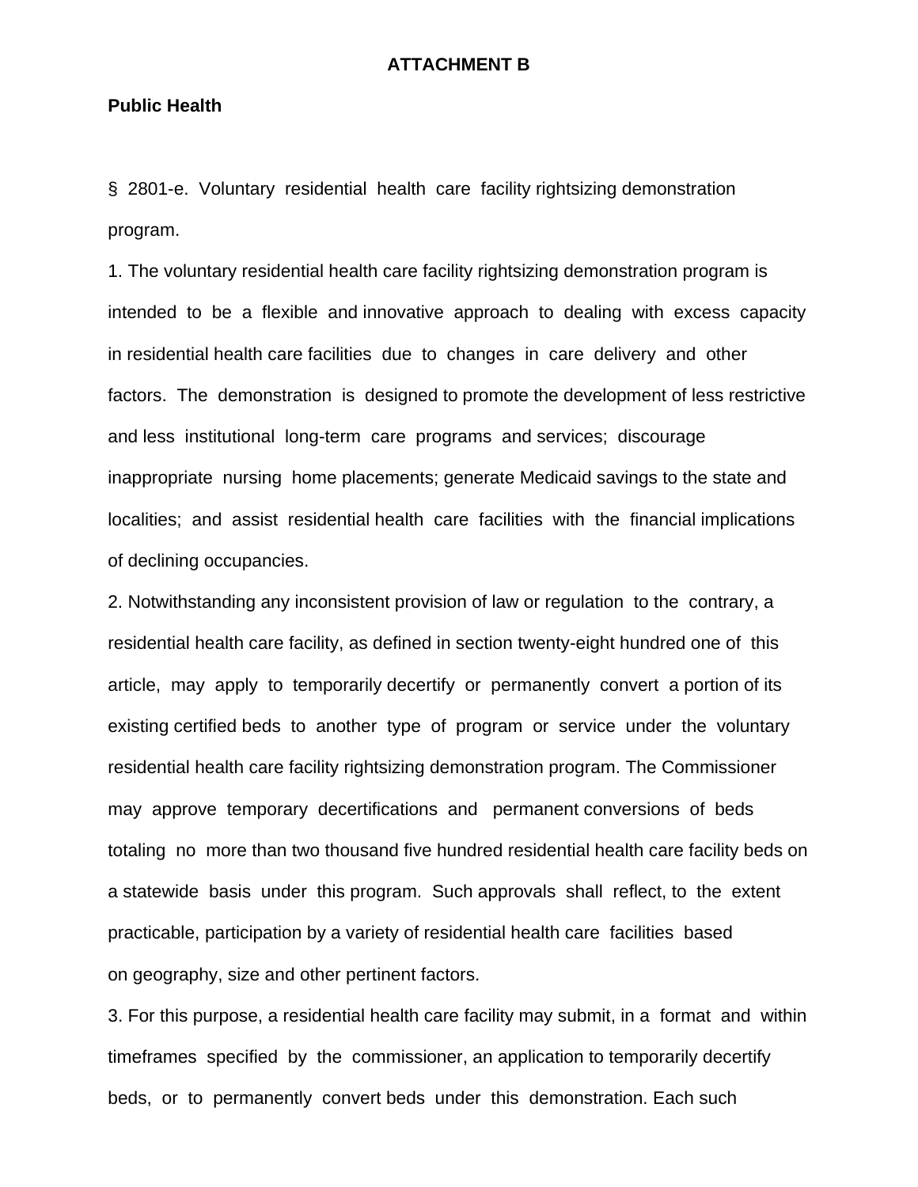**ATTACHMENT B**

**Public Health**

§ 2801-e. Voluntary residential health care facility rightsizing demonstration program.

1. The voluntary residential health care facility rightsizing demonstration program is intended to be a flexible and innovative approach to dealing with excess capacity in residential health care facilities due to changes in care delivery and other factors. The demonstration is designed to promote the development of less restrictive and less institutional long-term care programs and services; discourage inappropriate nursing home placements; generate Medicaid savings to the state and localities; and assist residential health care facilities with the financial implications of declining occupancies.

2. Notwithstanding any inconsistent provision of law or regulation to the contrary, a residential health care facility, as defined in section twenty-eight hundred one of this article, may apply to temporarily decertify or permanently convert a portion of its existing certified beds to another type of program or service under the voluntary residential health care facility rightsizing demonstration program. The Commissioner may approve temporary decertifications and permanent conversions of beds totaling no more than two thousand five hundred residential health care facility beds on a statewide basis under this program. Such approvals shall reflect, to the extent practicable, participation by a variety of residential health care facilities based on geography, size and other pertinent factors.

3. For this purpose, a residential health care facility may submit, in a format and within timeframes specified by the commissioner, an application to temporarily decertify beds, or to permanently convert beds under this demonstration. Each such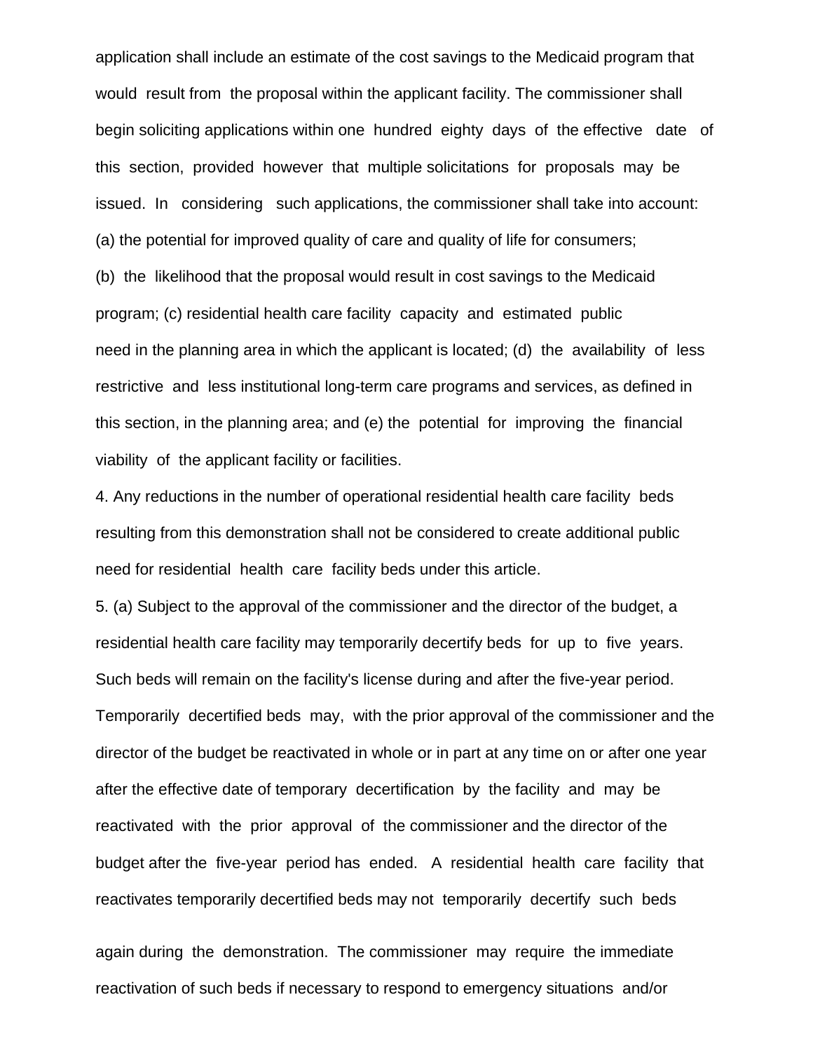application shall include an estimate of the cost savings to the Medicaid program that would result from the proposal within the applicant facility. The commissioner shall begin soliciting applications within one hundred eighty days of the effective date of this section, provided however that multiple solicitations for proposals may be issued. In considering such applications, the commissioner shall take into account:
(a) the potential for improved quality of care and quality of life for consumers;
(b) the likelihood that the proposal would result in cost savings to the Medicaid program; (c) residential health care facility capacity and estimated public need in the planning area in which the applicant is located; (d) the availability of less restrictive and less institutional long-term care programs and services, as defined in this section, in the planning area; and (e) the potential for improving the financial viability of the applicant facility or facilities.

4. Any reductions in the number of operational residential health care facility beds resulting from this demonstration shall not be considered to create additional public need for residential health care facility beds under this article.

5. (a) Subject to the approval of the commissioner and the director of the budget, a residential health care facility may temporarily decertify beds for up to five years. Such beds will remain on the facility's license during and after the five-year period. Temporarily decertified beds may, with the prior approval of the commissioner and the director of the budget be reactivated in whole or in part at any time on or after one year after the effective date of temporary decertification by the facility and may be reactivated with the prior approval of the commissioner and the director of the budget after the five-year period has ended. A residential health care facility that reactivates temporarily decertified beds may not temporarily decertify such beds again during the demonstration. The commissioner may require the immediate reactivation of such beds if necessary to respond to emergency situations and/or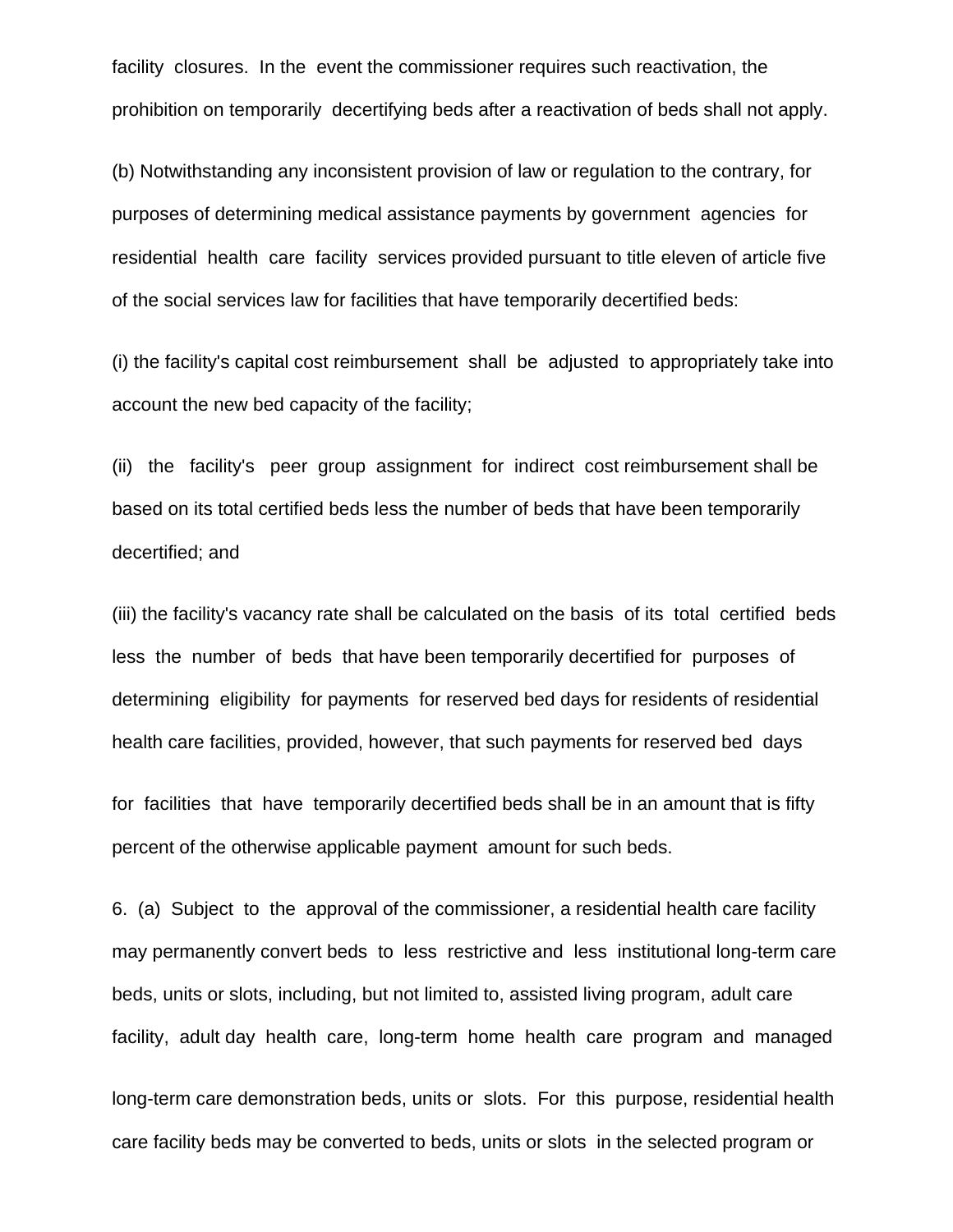facility closures. In the event the commissioner requires such reactivation, the prohibition on temporarily decertifying beds after a reactivation of beds shall not apply.

(b) Notwithstanding any inconsistent provision of law or regulation to the contrary, for purposes of determining medical assistance payments by government agencies for residential health care facility services provided pursuant to title eleven of article five of the social services law for facilities that have temporarily decertified beds:

(i) the facility's capital cost reimbursement shall be adjusted to appropriately take into account the new bed capacity of the facility;

(ii) the facility's peer group assignment for indirect cost reimbursement shall be based on its total certified beds less the number of beds that have been temporarily decertified; and

(iii) the facility's vacancy rate shall be calculated on the basis of its total certified beds less the number of beds that have been temporarily decertified for purposes of determining eligibility for payments for reserved bed days for residents of residential health care facilities, provided, however, that such payments for reserved bed days for facilities that have temporarily decertified beds shall be in an amount that is fifty percent of the otherwise applicable payment amount for such beds.

6. (a) Subject to the approval of the commissioner, a residential health care facility may permanently convert beds to less restrictive and less institutional long-term care beds, units or slots, including, but not limited to, assisted living program, adult care facility, adult day health care, long-term home health care program and managed long-term care demonstration beds, units or slots. For this purpose, residential health care facility beds may be converted to beds, units or slots in the selected program or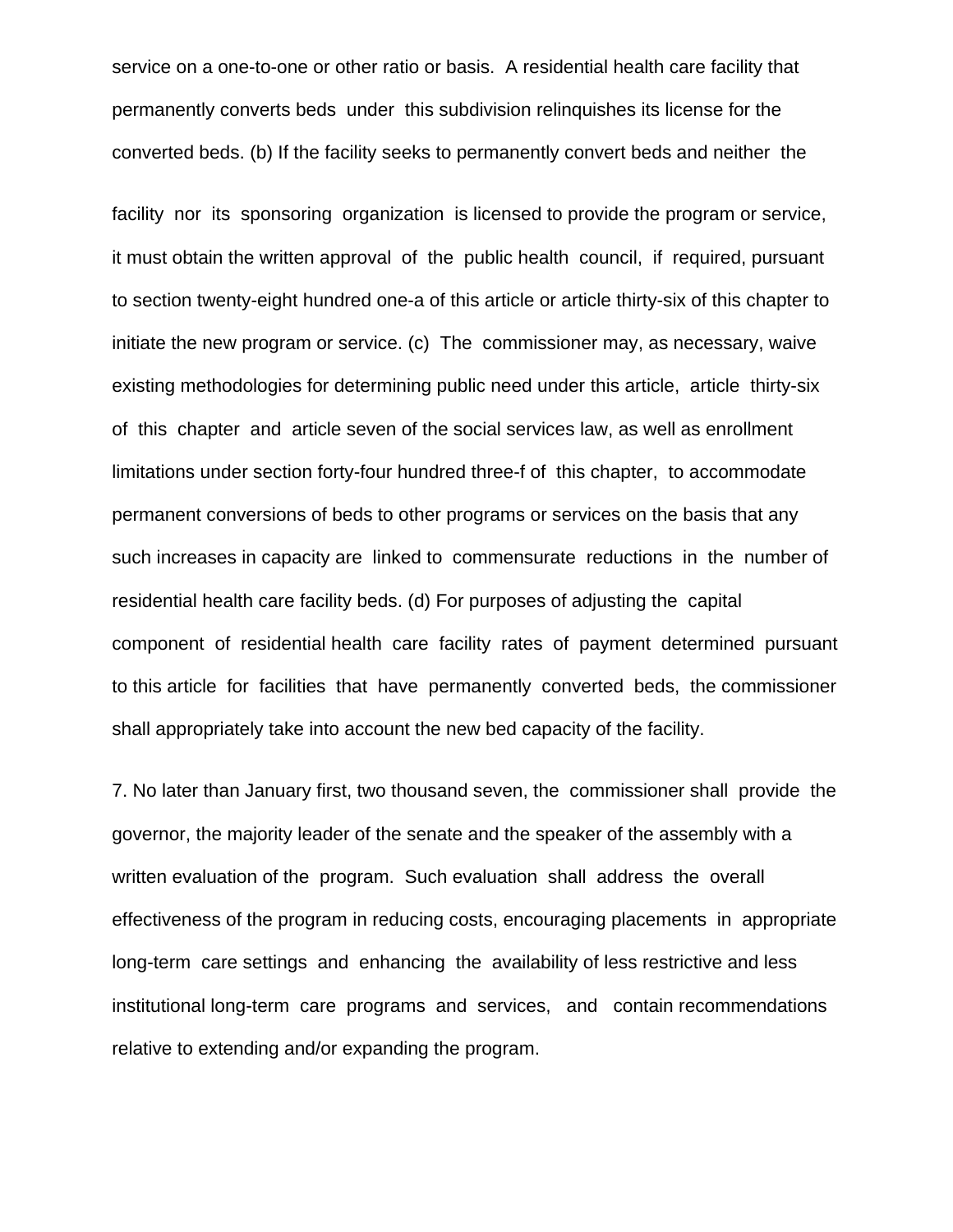service on a one-to-one or other ratio or basis. A residential health care facility that permanently converts beds under this subdivision relinquishes its license for the converted beds. (b) If the facility seeks to permanently convert beds and neither the

facility nor its sponsoring organization is licensed to provide the program or service, it must obtain the written approval of the public health council, if required, pursuant to section twenty-eight hundred one-a of this article or article thirty-six of this chapter to initiate the new program or service. (c) The commissioner may, as necessary, waive existing methodologies for determining public need under this article, article thirty-six of this chapter and article seven of the social services law, as well as enrollment limitations under section forty-four hundred three-f of this chapter, to accommodate permanent conversions of beds to other programs or services on the basis that any such increases in capacity are linked to commensurate reductions in the number of residential health care facility beds. (d) For purposes of adjusting the capital component of residential health care facility rates of payment determined pursuant to this article for facilities that have permanently converted beds, the commissioner shall appropriately take into account the new bed capacity of the facility.

7. No later than January first, two thousand seven, the commissioner shall provide the governor, the majority leader of the senate and the speaker of the assembly with a written evaluation of the program. Such evaluation shall address the overall effectiveness of the program in reducing costs, encouraging placements in appropriate long-term care settings and enhancing the availability of less restrictive and less institutional long-term care programs and services, and contain recommendations relative to extending and/or expanding the program.